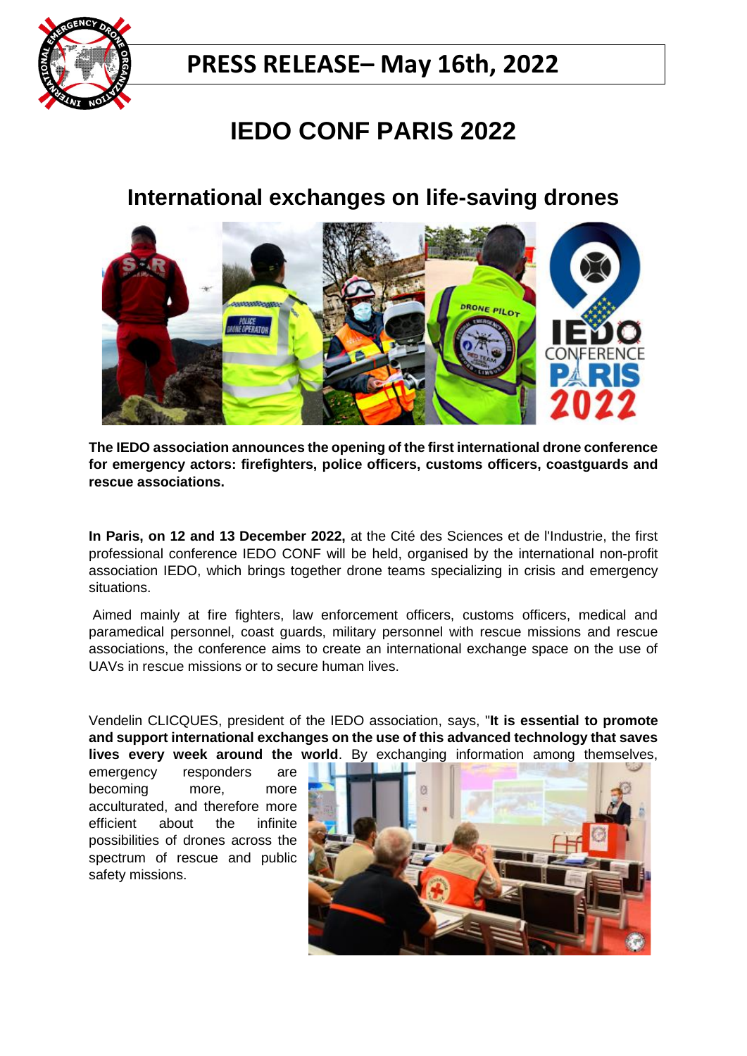# PRESS RELEASE– May 16th, 2022

# IEDO CONF PARIS 2022

## International exchanges on life-saving drones

**The IEDO association announces the opening of the first international drone conference for emergency actors: firefighters, police officers, customs officers, coastguards and rescue associations.**

**In Paris, on 12 and 13 December 2022,** at the Cité des Sciences et de l'Industrie, the first professional conference IEDO CONF will be held, organised by the international non-profit association IEDO, which brings together drone teams specializing in crisis and emergency situations.

Aimed mainly at fire fighters, law enforcement officers, customs officers, medical and paramedical personnel, coast guards, military personnel with rescue missions and rescue associations, the conference aims to create an international exchange space on the use of UAVs in rescue missions or to secure human lives.

Vendelin CLICQUES, president of the IEDO association, says, "**It is essential to promote and support international exchanges on the use of this advanced technology that saves lives every week around the world**. By exchanging information among themselves, emergency responders are becoming more, more acculturated, and therefore more efficient about the infinite possibilities of drones across the spectrum of rescue and public safety missions.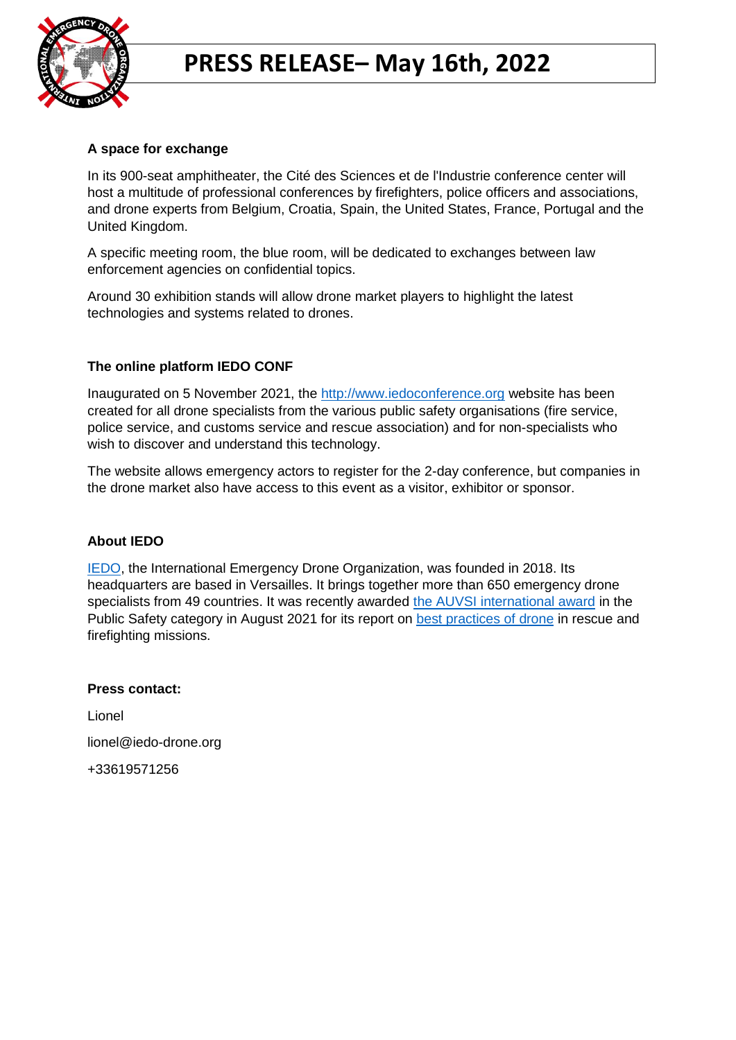### A space for exchange

In its 900-seat amphitheater, the Cité des Sciences et de l'Industrie conference center will host a multitude of professional conferences by firefighters, police officers and associations, and drone experts from Belgium, Croatia, Spain, the United States, France, Portugal and the United Kingdom.

A specific meeting room, the blue room, will be dedicated to exchanges between law enforcement agencies on confidential topics.

Around 30 exhibition stands will allow drone market players to highlight the latest technologies and systems related to drones.

### The online platform IEDO CONF

Inaugurated on 5 November 2021, the http://www.iedoconference.org website has been created for all drone specialists from the various public safety organisations (fire service, police service, and customs service and rescue association) and for non-specialists who wish to discover and understand this technology.

The website allows emergency actors to register for the 2-day conference, but companies in the drone market also have access to this event as a visitor, exhibitor or sponsor.

### About IEDO

IEDO, the International Emergency Drone Organization, was founded in 2018. Its headquarters are based in Versailles. It brings together more than 650 emergency drone specialists from 49 countries. It was recently awarded the AUVSI international award in the Public Safety category in August 2021 for its report on best practices of drone in rescue and firefighting missions.

**Press contact:**

Lionel

lionel@iedo-drone.org

+33619571256